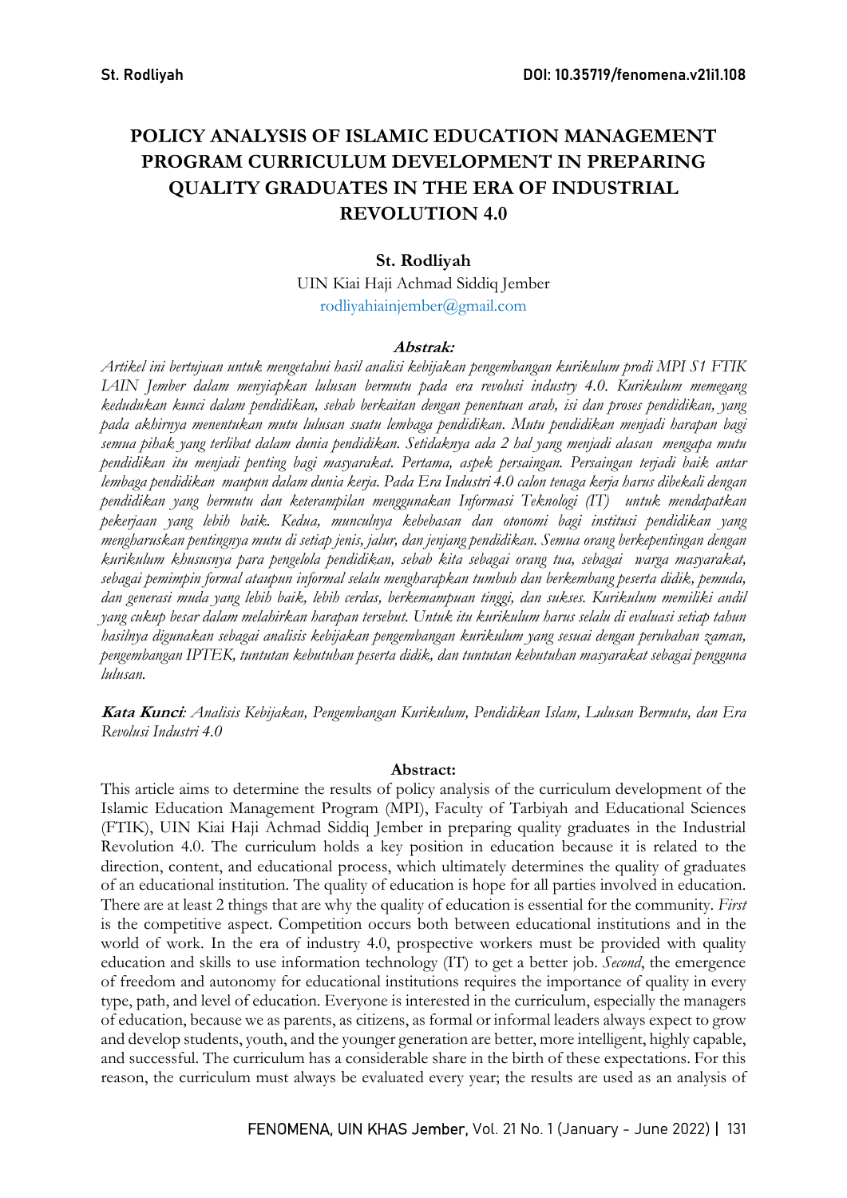# POLICY ANALYSIS OF ISLAMIC EDUCATION MANAGEMENT PROGRAM CURRICULUM DEVELOPMENT IN PREPARING QUALITY GRADUATES IN THE ERA OF INDUSTRIAL REVOLUTION 4.0

**St. Rodliyah**

UIN Kiai Haji Achmad Siddiq Jember

rodliyahiainjember@gmail.com

**Abstrak:**

*Artikel ini bertujuan untuk mengetahui hasil analisi kebijakan pengembangan kurikulum prodi MPI S1 FTIK IAIN Jember dalam menyiapkan lulusan bermutu pada era revolusi industry 4.0. Kurikulum memegang kedudukan kunci dalam pendidikan, sebab berkaitan dengan penentuan arah, isi dan proses pendidikan, yang pada akhirnya menentukan mutu lulusan suatu lembaga pendidikan. Mutu pendidikan menjadi harapan bagi semua pihak yang terlibat dalam dunia pendidikan. Setidaknya ada 2 hal yang menjadi alasan mengapa mutu pendidikan itu menjadi penting bagi masyarakat. Pertama, aspek persaingan. Persaingan terjadi baik antar lembaga pendidikan maupun dalam dunia kerja. Pada Era Industri 4.0 calon tenaga kerja harus dibekali dengan pendidikan yang bermutu dan keterampilan menggunakan Informasi Teknologi (IT) untuk mendapatkan pekerjaan yang lebih baik. Kedua, munculnya kebebasan dan otonomi bagi institusi pendidikan yang mengharuskan pentingnya mutu di setiap jenis, jalur, dan jenjang pendidikan. Semua orang berkepentingan dengan kurikulum khususnya para pengelola pendidikan, sebab kita sebagai orang tua, sebagai warga masyarakat, sebagai pemimpin formal ataupun informal selalu mengharapkan tumbuh dan berkembang peserta didik, pemuda, dan generasi muda yang lebih baik, lebih cerdas, berkemampuan tinggi, dan sukses. Kurikulum memiliki andil yang cukup besar dalam melahirkan harapan tersebut. Untuk itu kurikulum harus selalu di evaluasi setiap tahun hasilnya digunakan sebagai analisis kebijakan pengembangan kurikulum yang sesuai dengan perubahan zaman, pengembangan IPTEK, tuntutan kebutuhan peserta didik, dan tuntutan kebutuhan masyarakat sebagai pengguna lulusan.*

***Kata Kunci**: Analisis Kebijakan, Pengembangan Kurikulum, Pendidikan Islam, Lulusan Bermutu, dan Era Revolusi Industri 4.0*

**Abstract:**

This article aims to determine the results of policy analysis of the curriculum development of the Islamic Education Management Program (MPI), Faculty of Tarbiyah and Educational Sciences (FTIK), UIN Kiai Haji Achmad Siddiq Jember in preparing quality graduates in the Industrial Revolution 4.0. The curriculum holds a key position in education because it is related to the direction, content, and educational process, which ultimately determines the quality of graduates of an educational institution. The quality of education is hope for all parties involved in education. There are at least 2 things that are why the quality of education is essential for the community. *First* is the competitive aspect. Competition occurs both between educational institutions and in the world of work. In the era of industry 4.0, prospective workers must be provided with quality education and skills to use information technology (IT) to get a better job. *Second*, the emergence of freedom and autonomy for educational institutions requires the importance of quality in every type, path, and level of education. Everyone is interested in the curriculum, especially the managers of education, because we as parents, as citizens, as formal or informal leaders always expect to grow and develop students, youth, and the younger generation are better, more intelligent, highly capable, and successful. The curriculum has a considerable share in the birth of these expectations. For this reason, the curriculum must always be evaluated every year; the results are used as an analysis of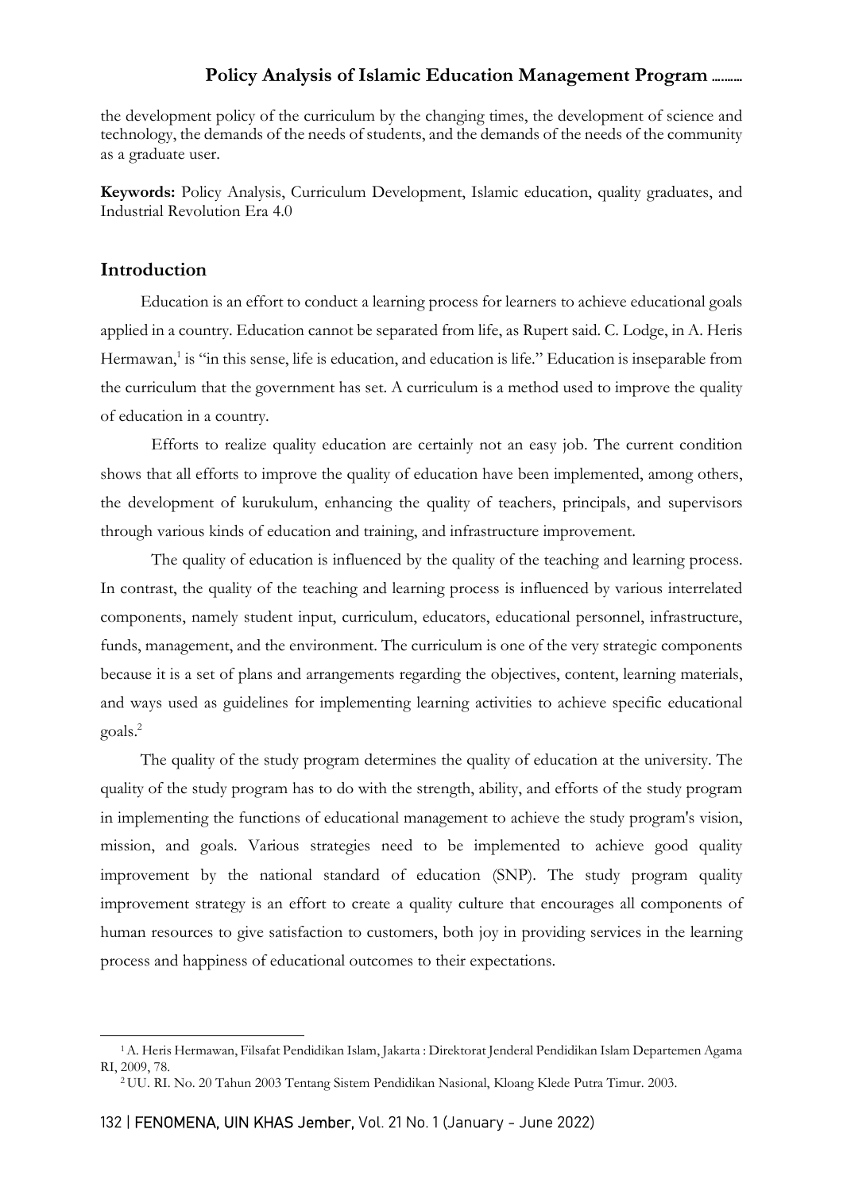the development policy of the curriculum by the changing times, the development of science and technology, the demands of the needs of students, and the demands of the needs of the community as a graduate user.

**Keywords:** Policy Analysis, Curriculum Development, Islamic education, quality graduates, and Industrial Revolution Era 4.0

## Introduction

Education is an effort to conduct a learning process for learners to achieve educational goals applied in a country. Education cannot be separated from life, as Rupert said. C. Lodge, in A. Heris Hermawan,[1] is "in this sense, life is education, and education is life." Education is inseparable from the curriculum that the government has set. A curriculum is a method used to improve the quality of education in a country.

Efforts to realize quality education are certainly not an easy job. The current condition shows that all efforts to improve the quality of education have been implemented, among others, the development of kurukulum, enhancing the quality of teachers, principals, and supervisors through various kinds of education and training, and infrastructure improvement.

The quality of education is influenced by the quality of the teaching and learning process. In contrast, the quality of the teaching and learning process is influenced by various interrelated components, namely student input, curriculum, educators, educational personnel, infrastructure, funds, management, and the environment. The curriculum is one of the very strategic components because it is a set of plans and arrangements regarding the objectives, content, learning materials, and ways used as guidelines for implementing learning activities to achieve specific educational goals.[2]

The quality of the study program determines the quality of education at the university. The quality of the study program has to do with the strength, ability, and efforts of the study program in implementing the functions of educational management to achieve the study program's vision, mission, and goals. Various strategies need to be implemented to achieve good quality improvement by the national standard of education (SNP). The study program quality improvement strategy is an effort to create a quality culture that encourages all components of human resources to give satisfaction to customers, both joy in providing services in the learning process and happiness of educational outcomes to their expectations.

---

[1] A. Heris Hermawan, Filsafat Pendidikan Islam, Jakarta : Direktorat Jenderal Pendidikan Islam Departemen Agama RI, 2009, 78.

[2] UU. RI. No. 20 Tahun 2003 Tentang Sistem Pendidikan Nasional, Kloang Klede Putra Timur. 2003.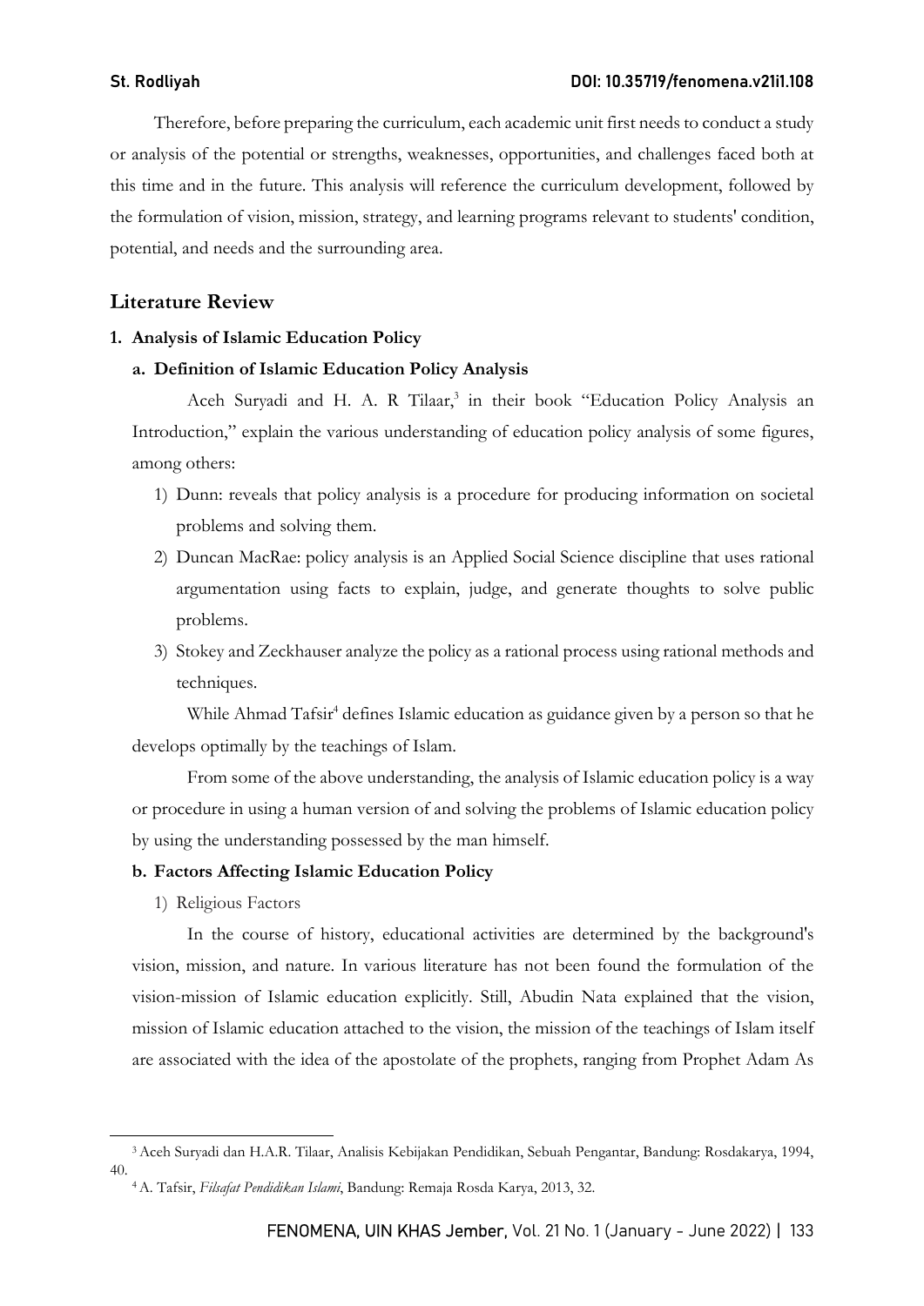Therefore, before preparing the curriculum, each academic unit first needs to conduct a study or analysis of the potential or strengths, weaknesses, opportunities, and challenges faced both at this time and in the future. This analysis will reference the curriculum development, followed by the formulation of vision, mission, strategy, and learning programs relevant to students' condition, potential, and needs and the surrounding area.

## Literature Review

### 1. Analysis of Islamic Education Policy

#### a. Definition of Islamic Education Policy Analysis

Aceh Suryadi and H. A. R Tilaar,[3] in their book "Education Policy Analysis an Introduction," explain the various understanding of education policy analysis of some figures, among others:

1) Dunn: reveals that policy analysis is a procedure for producing information on societal problems and solving them.
2) Duncan MacRae: policy analysis is an Applied Social Science discipline that uses rational argumentation using facts to explain, judge, and generate thoughts to solve public problems.
3) Stokey and Zeckhauser analyze the policy as a rational process using rational methods and techniques.

While Ahmad Tafsir[4] defines Islamic education as guidance given by a person so that he develops optimally by the teachings of Islam.

From some of the above understanding, the analysis of Islamic education policy is a way or procedure in using a human version of and solving the problems of Islamic education policy by using the understanding possessed by the man himself.

#### b. Factors Affecting Islamic Education Policy

1) Religious Factors

In the course of history, educational activities are determined by the background's vision, mission, and nature. In various literature has not been found the formulation of the vision-mission of Islamic education explicitly. Still, Abudin Nata explained that the vision, mission of Islamic education attached to the vision, the mission of the teachings of Islam itself are associated with the idea of the apostolate of the prophets, ranging from Prophet Adam As

---

[3] Aceh Suryadi dan H.A.R. Tilaar, Analisis Kebijakan Pendidikan, Sebuah Pengantar, Bandung: Rosdakarya, 1994, 40.

[4] A. Tafsir, *Filsafat Pendidikan Islami*, Bandung: Remaja Rosda Karya, 2013, 32.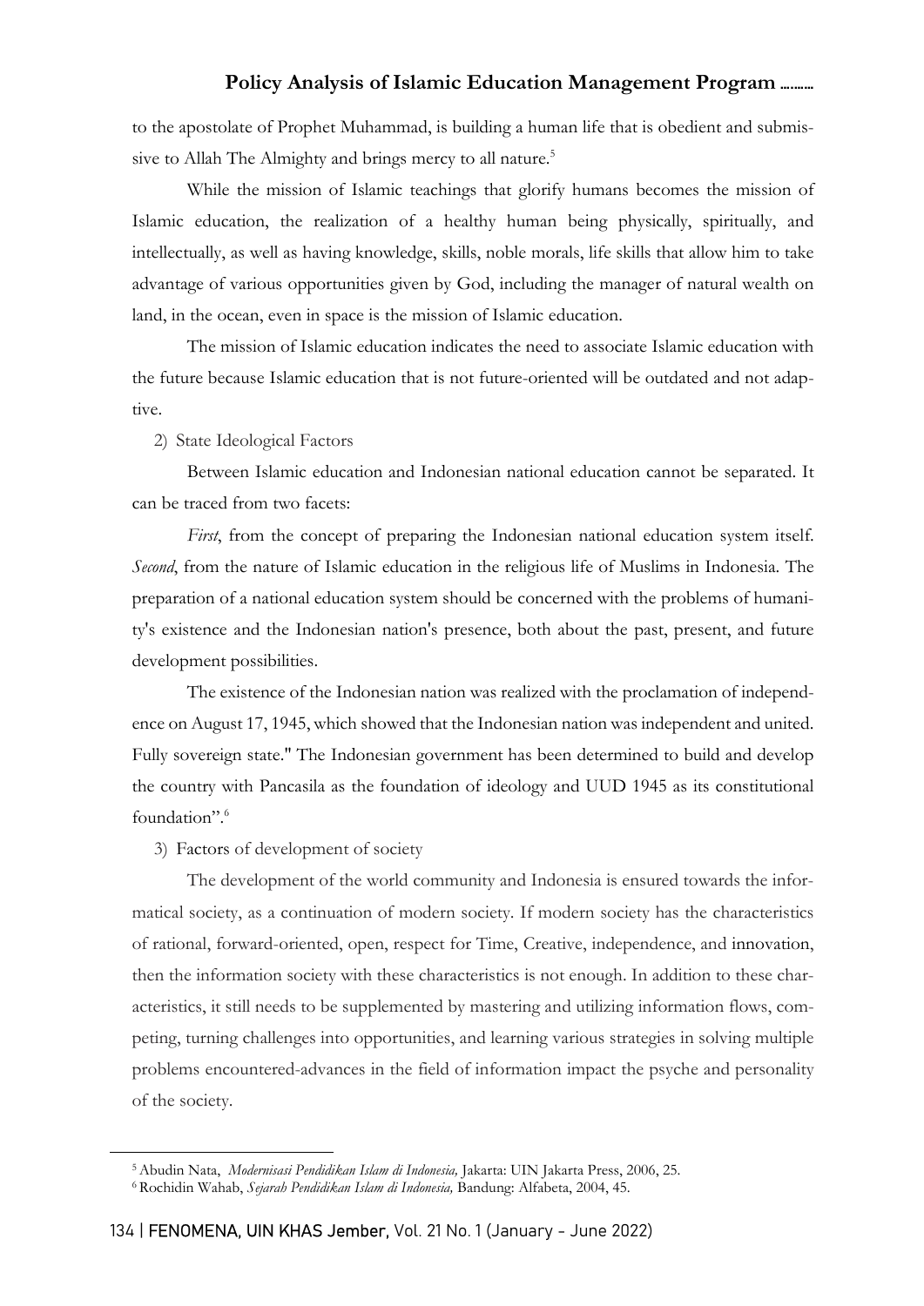to the apostolate of Prophet Muhammad, is building a human life that is obedient and submissive to Allah The Almighty and brings mercy to all nature.[5]

While the mission of Islamic teachings that glorify humans becomes the mission of Islamic education, the realization of a healthy human being physically, spiritually, and intellectually, as well as having knowledge, skills, noble morals, life skills that allow him to take advantage of various opportunities given by God, including the manager of natural wealth on land, in the ocean, even in space is the mission of Islamic education.

The mission of Islamic education indicates the need to associate Islamic education with the future because Islamic education that is not future-oriented will be outdated and not adaptive.

2) State Ideological Factors

Between Islamic education and Indonesian national education cannot be separated. It can be traced from two facets:

*First*, from the concept of preparing the Indonesian national education system itself. *Second*, from the nature of Islamic education in the religious life of Muslims in Indonesia. The preparation of a national education system should be concerned with the problems of humanity's existence and the Indonesian nation's presence, both about the past, present, and future development possibilities.

The existence of the Indonesian nation was realized with the proclamation of independence on August 17, 1945, which showed that the Indonesian nation was independent and united. Fully sovereign state." The Indonesian government has been determined to build and develop the country with Pancasila as the foundation of ideology and UUD 1945 as its constitutional foundation".[6]

3) Factors of development of society

The development of the world community and Indonesia is ensured towards the informatical society, as a continuation of modern society. If modern society has the characteristics of rational, forward-oriented, open, respect for Time, Creative, independence, and innovation, then the information society with these characteristics is not enough. In addition to these characteristics, it still needs to be supplemented by mastering and utilizing information flows, competing, turning challenges into opportunities, and learning various strategies in solving multiple problems encountered-advances in the field of information impact the psyche and personality of the society.

---

[5] Abudin Nata, *Modernisasi Pendidikan Islam di Indonesia,* Jakarta: UIN Jakarta Press, 2006, 25.

[6] Rochidin Wahab, *Sejarah Pendidikan Islam di Indonesia,* Bandung: Alfabeta, 2004, 45.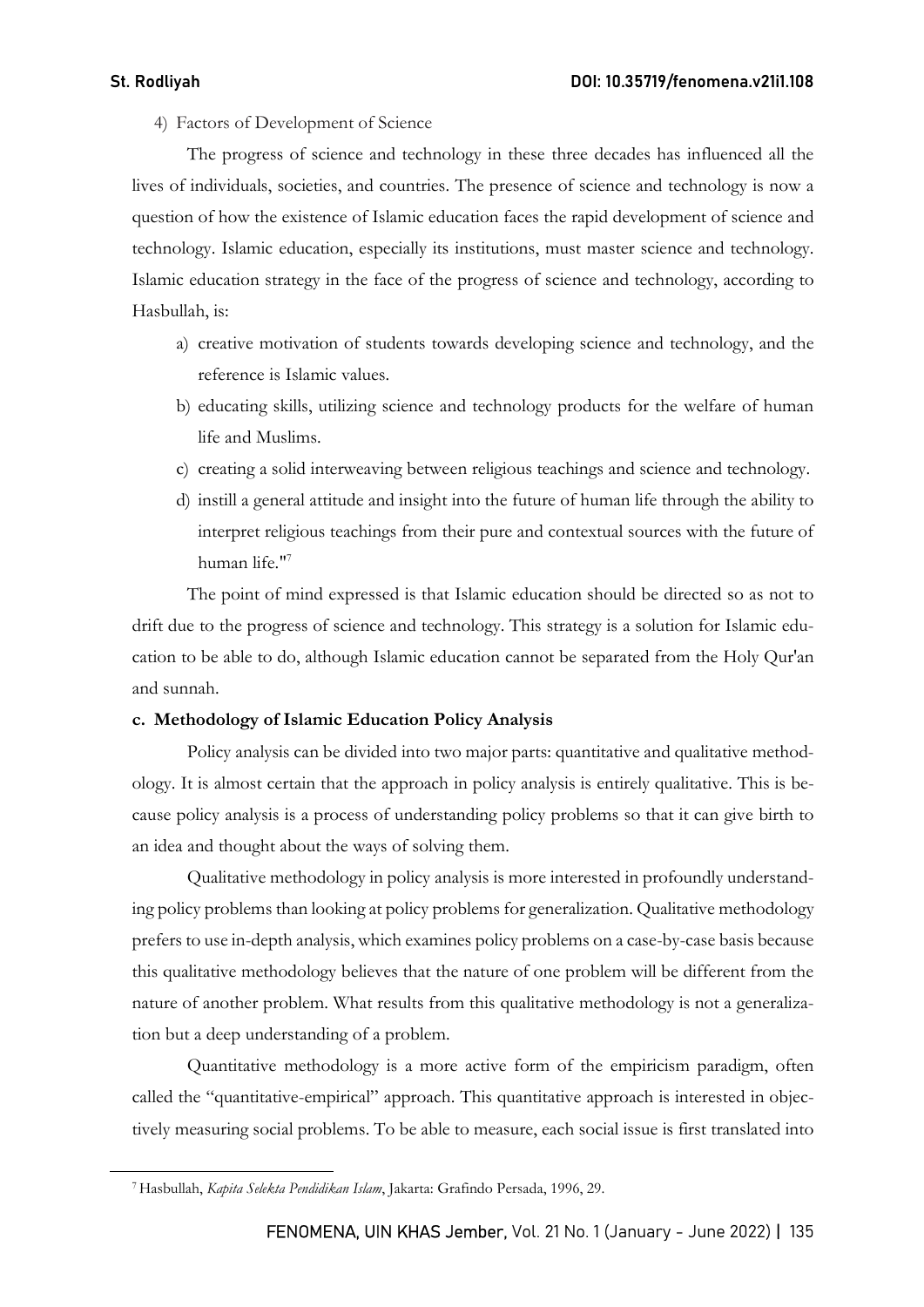4) Factors of Development of Science

The progress of science and technology in these three decades has influenced all the lives of individuals, societies, and countries. The presence of science and technology is now a question of how the existence of Islamic education faces the rapid development of science and technology. Islamic education, especially its institutions, must master science and technology. Islamic education strategy in the face of the progress of science and technology, according to Hasbullah, is:

a) creative motivation of students towards developing science and technology, and the reference is Islamic values.
b) educating skills, utilizing science and technology products for the welfare of human life and Muslims.
c) creating a solid interweaving between religious teachings and science and technology.
d) instill a general attitude and insight into the future of human life through the ability to interpret religious teachings from their pure and contextual sources with the future of human life."[7]

The point of mind expressed is that Islamic education should be directed so as not to drift due to the progress of science and technology. This strategy is a solution for Islamic education to be able to do, although Islamic education cannot be separated from the Holy Qur'an and sunnah.

**c. Methodology of Islamic Education Policy Analysis**

Policy analysis can be divided into two major parts: quantitative and qualitative methodology. It is almost certain that the approach in policy analysis is entirely qualitative. This is because policy analysis is a process of understanding policy problems so that it can give birth to an idea and thought about the ways of solving them.

Qualitative methodology in policy analysis is more interested in profoundly understanding policy problems than looking at policy problems for generalization. Qualitative methodology prefers to use in-depth analysis, which examines policy problems on a case-by-case basis because this qualitative methodology believes that the nature of one problem will be different from the nature of another problem. What results from this qualitative methodology is not a generalization but a deep understanding of a problem.

Quantitative methodology is a more active form of the empiricism paradigm, often called the "quantitative-empirical" approach. This quantitative approach is interested in objectively measuring social problems. To be able to measure, each social issue is first translated into

[7] Hasbullah, *Kapita Selekta Pendidikan Islam*, Jakarta: Grafindo Persada, 1996, 29.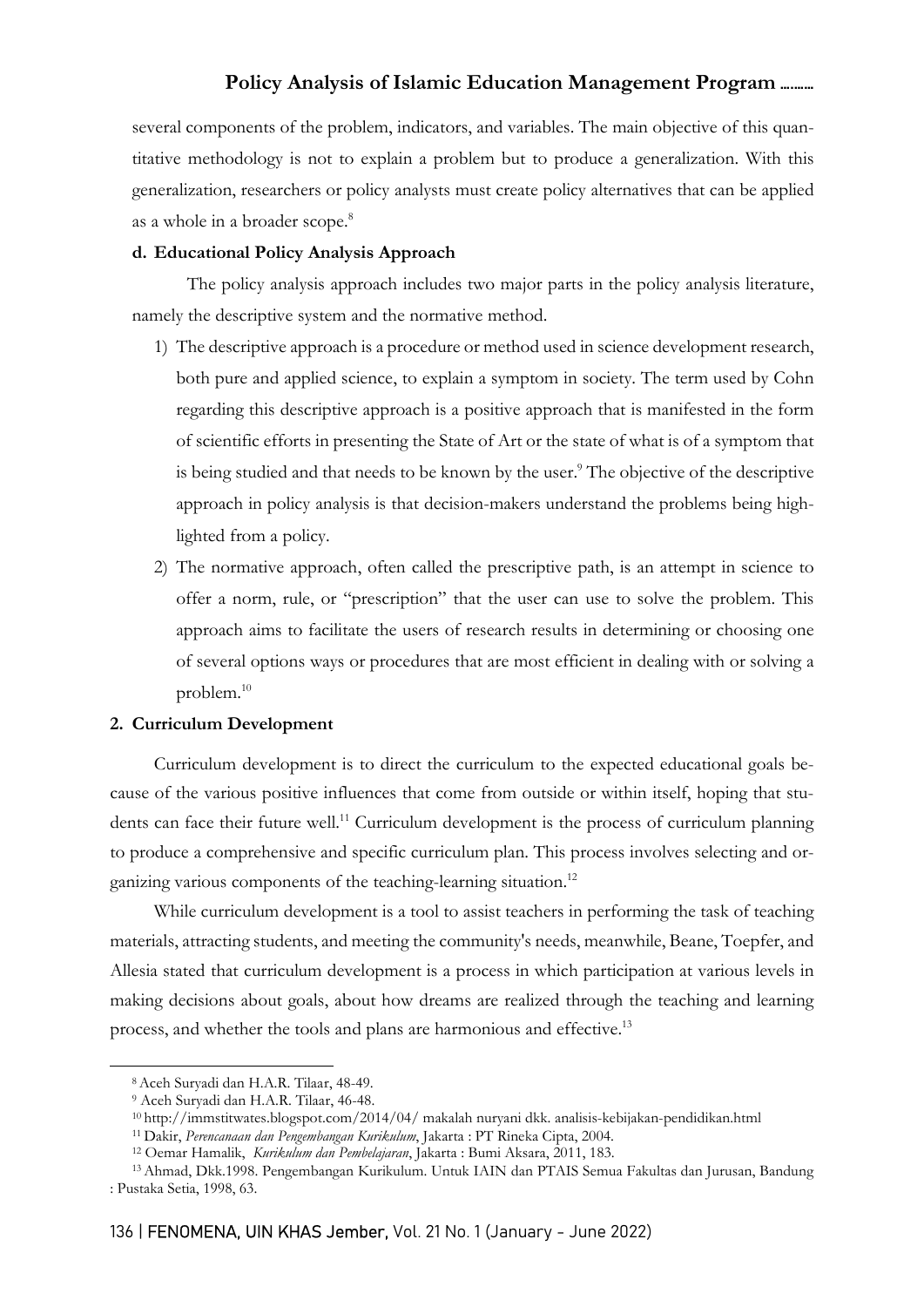several components of the problem, indicators, and variables. The main objective of this quantitative methodology is not to explain a problem but to produce a generalization. With this generalization, researchers or policy analysts must create policy alternatives that can be applied as a whole in a broader scope.[8]

#### d. Educational Policy Analysis Approach

The policy analysis approach includes two major parts in the policy analysis literature, namely the descriptive system and the normative method.

1) The descriptive approach is a procedure or method used in science development research, both pure and applied science, to explain a symptom in society. The term used by Cohn regarding this descriptive approach is a positive approach that is manifested in the form of scientific efforts in presenting the State of Art or the state of what is of a symptom that is being studied and that needs to be known by the user.[9] The objective of the descriptive approach in policy analysis is that decision-makers understand the problems being highlighted from a policy.
2) The normative approach, often called the prescriptive path, is an attempt in science to offer a norm, rule, or "prescription" that the user can use to solve the problem. This approach aims to facilitate the users of research results in determining or choosing one of several options ways or procedures that are most efficient in dealing with or solving a problem.[10]

### 2. Curriculum Development

Curriculum development is to direct the curriculum to the expected educational goals because of the various positive influences that come from outside or within itself, hoping that students can face their future well.[11] Curriculum development is the process of curriculum planning to produce a comprehensive and specific curriculum plan. This process involves selecting and organizing various components of the teaching-learning situation.[12]

While curriculum development is a tool to assist teachers in performing the task of teaching materials, attracting students, and meeting the community's needs, meanwhile, Beane, Toepfer, and Allesia stated that curriculum development is a process in which participation at various levels in making decisions about goals, about how dreams are realized through the teaching and learning process, and whether the tools and plans are harmonious and effective.[13]

---

[8] Aceh Suryadi dan H.A.R. Tilaar, 48-49.

[9] Aceh Suryadi dan H.A.R. Tilaar, 46-48.

[10] http://immstitwates.blogspot.com/2014/04/ makalah nuryani dkk. analisis-kebijakan-pendidikan.html

[11] Dakir, *Perencanaan dan Pengembangan Kurikulum*, Jakarta : PT Rineka Cipta, 2004.

[12] Oemar Hamalik, *Kurikulum dan Pembelajaran*, Jakarta : Bumi Aksara, 2011, 183.

[13] Ahmad, Dkk.1998. Pengembangan Kurikulum. Untuk IAIN dan PTAIS Semua Fakultas dan Jurusan, Bandung : Pustaka Setia, 1998, 63.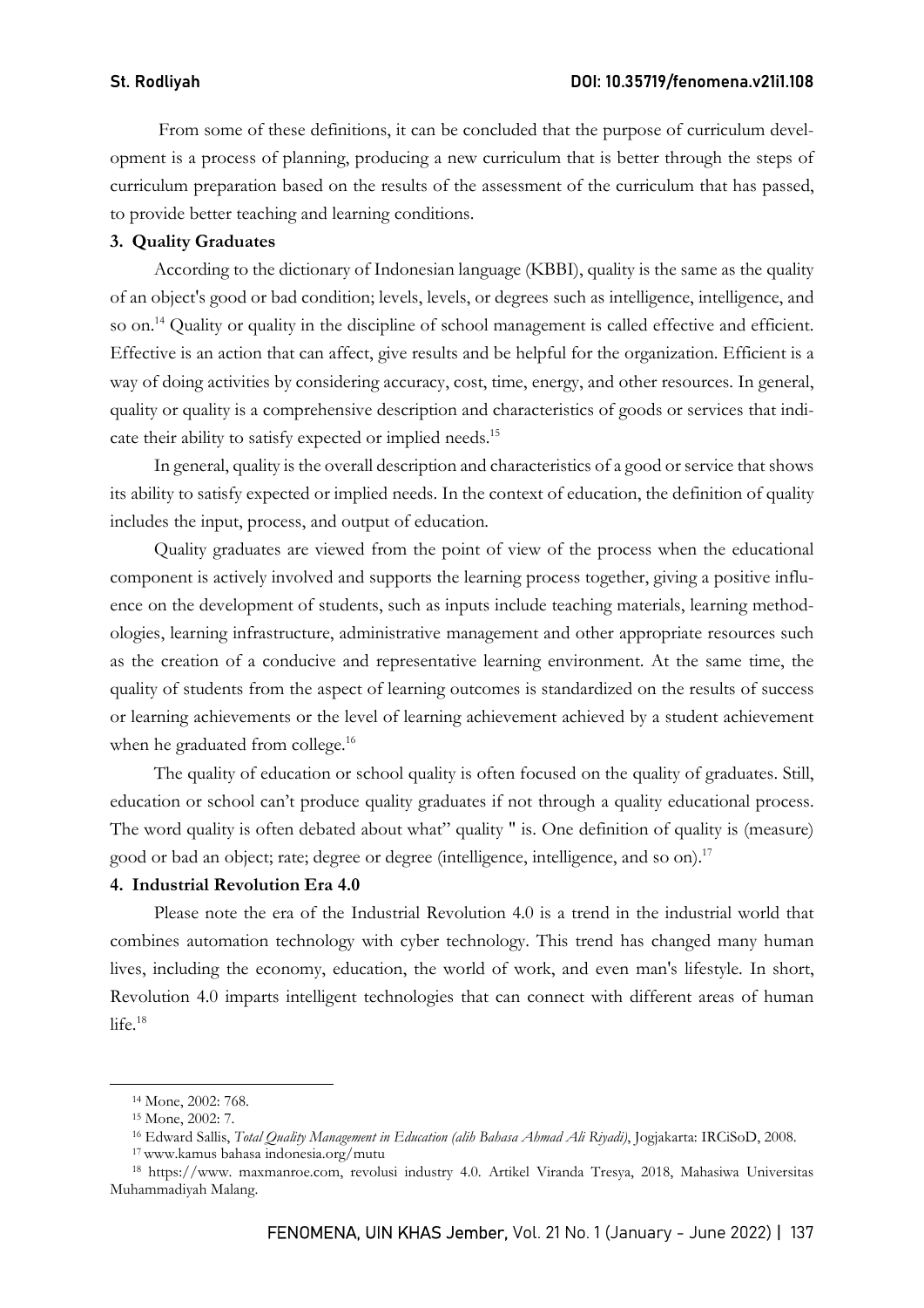From some of these definitions, it can be concluded that the purpose of curriculum development is a process of planning, producing a new curriculum that is better through the steps of curriculum preparation based on the results of the assessment of the curriculum that has passed, to provide better teaching and learning conditions.

**3. Quality Graduates**

According to the dictionary of Indonesian language (KBBI), quality is the same as the quality of an object's good or bad condition; levels, levels, or degrees such as intelligence, intelligence, and so on.[14] Quality or quality in the discipline of school management is called effective and efficient. Effective is an action that can affect, give results and be helpful for the organization. Efficient is a way of doing activities by considering accuracy, cost, time, energy, and other resources. In general, quality or quality is a comprehensive description and characteristics of goods or services that indicate their ability to satisfy expected or implied needs.[15]

In general, quality is the overall description and characteristics of a good or service that shows its ability to satisfy expected or implied needs. In the context of education, the definition of quality includes the input, process, and output of education.

Quality graduates are viewed from the point of view of the process when the educational component is actively involved and supports the learning process together, giving a positive influence on the development of students, such as inputs include teaching materials, learning methodologies, learning infrastructure, administrative management and other appropriate resources such as the creation of a conducive and representative learning environment. At the same time, the quality of students from the aspect of learning outcomes is standardized on the results of success or learning achievements or the level of learning achievement achieved by a student achievement when he graduated from college.[16]

The quality of education or school quality is often focused on the quality of graduates. Still, education or school can't produce quality graduates if not through a quality educational process. The word quality is often debated about what" quality " is. One definition of quality is (measure) good or bad an object; rate; degree or degree (intelligence, intelligence, and so on).[17]

**4. Industrial Revolution Era 4.0**

Please note the era of the Industrial Revolution 4.0 is a trend in the industrial world that combines automation technology with cyber technology. This trend has changed many human lives, including the economy, education, the world of work, and even man's lifestyle. In short, Revolution 4.0 imparts intelligent technologies that can connect with different areas of human life.[18]

---

[14] Mone, 2002: 768.

[15] Mone, 2002: 7.

[16] Edward Sallis, *Total Quality Management in Education (alih Bahasa Ahmad Ali Riyadi)*, Jogjakarta: IRCiSoD, 2008.

[17] www.kamus bahasa indonesia.org/mutu

[18] https://www. maxmanroe.com, revolusi industry 4.0. Artikel Viranda Tresya, 2018, Mahasiswa Universitas Muhammadiyah Malang.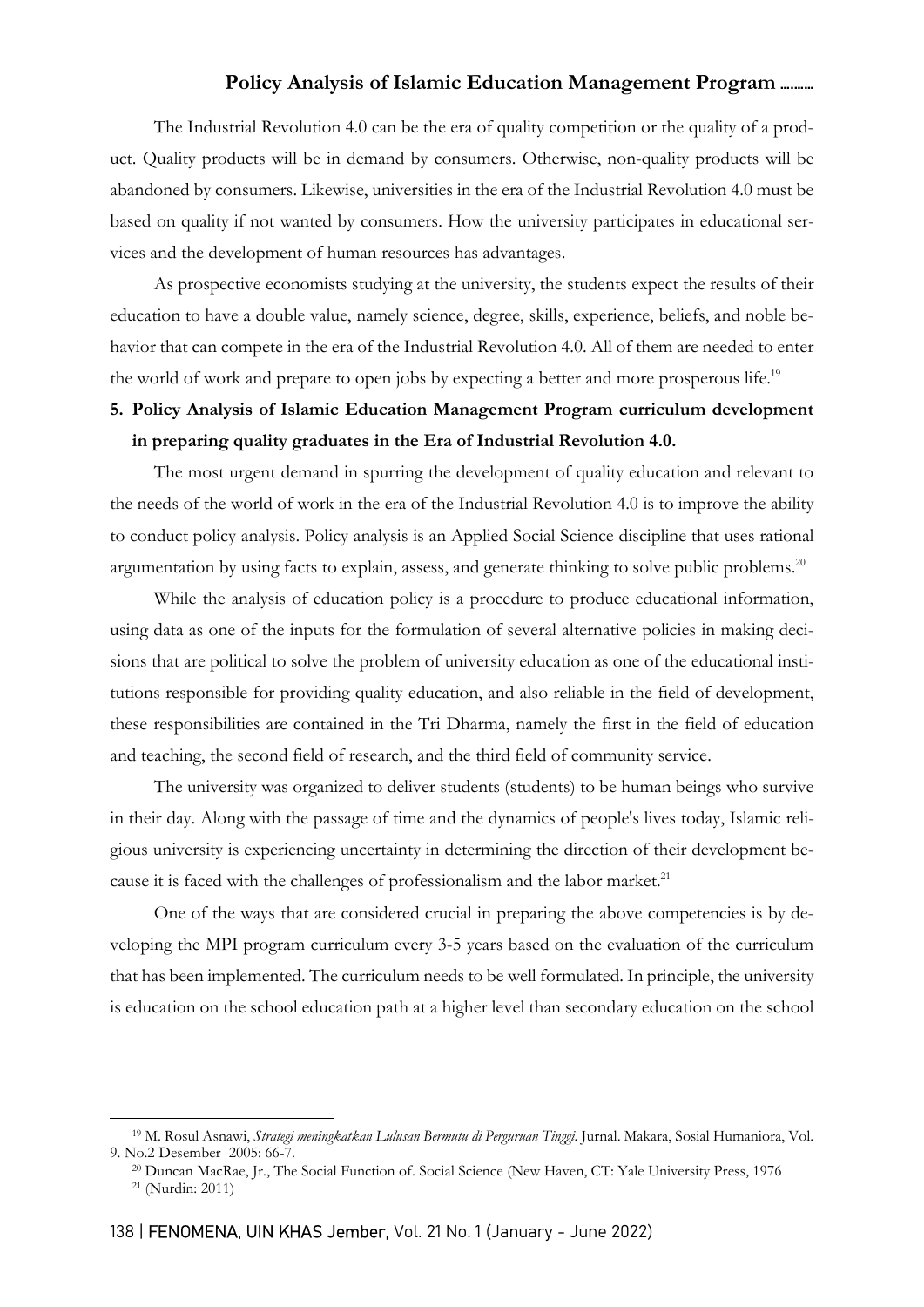The Industrial Revolution 4.0 can be the era of quality competition or the quality of a product. Quality products will be in demand by consumers. Otherwise, non-quality products will be abandoned by consumers. Likewise, universities in the era of the Industrial Revolution 4.0 must be based on quality if not wanted by consumers. How the university participates in educational services and the development of human resources has advantages.

As prospective economists studying at the university, the students expect the results of their education to have a double value, namely science, degree, skills, experience, beliefs, and noble behavior that can compete in the era of the Industrial Revolution 4.0. All of them are needed to enter the world of work and prepare to open jobs by expecting a better and more prosperous life.[19]

**5. Policy Analysis of Islamic Education Management Program curriculum development in preparing quality graduates in the Era of Industrial Revolution 4.0.**

The most urgent demand in spurring the development of quality education and relevant to the needs of the world of work in the era of the Industrial Revolution 4.0 is to improve the ability to conduct policy analysis. Policy analysis is an Applied Social Science discipline that uses rational argumentation by using facts to explain, assess, and generate thinking to solve public problems.[20]

While the analysis of education policy is a procedure to produce educational information, using data as one of the inputs for the formulation of several alternative policies in making decisions that are political to solve the problem of university education as one of the educational institutions responsible for providing quality education, and also reliable in the field of development, these responsibilities are contained in the Tri Dharma, namely the first in the field of education and teaching, the second field of research, and the third field of community service.

The university was organized to deliver students (students) to be human beings who survive in their day. Along with the passage of time and the dynamics of people's lives today, Islamic religious university is experiencing uncertainty in determining the direction of their development because it is faced with the challenges of professionalism and the labor market.[21]

One of the ways that are considered crucial in preparing the above competencies is by developing the MPI program curriculum every 3-5 years based on the evaluation of the curriculum that has been implemented. The curriculum needs to be well formulated. In principle, the university is education on the school education path at a higher level than secondary education on the school

---

[19] M. Rosul Asnawi, *Strategi meningkatkan Lulusan Bermutu di Perguruan Tinggi*. Jurnal. Makara, Sosial Humaniora, Vol. 9. No.2 Desember 2005: 66-7.

[20] Duncan MacRae, Jr., The Social Function of. Social Science (New Haven, CT: Yale University Press, 1976

[21] (Nurdin: 2011)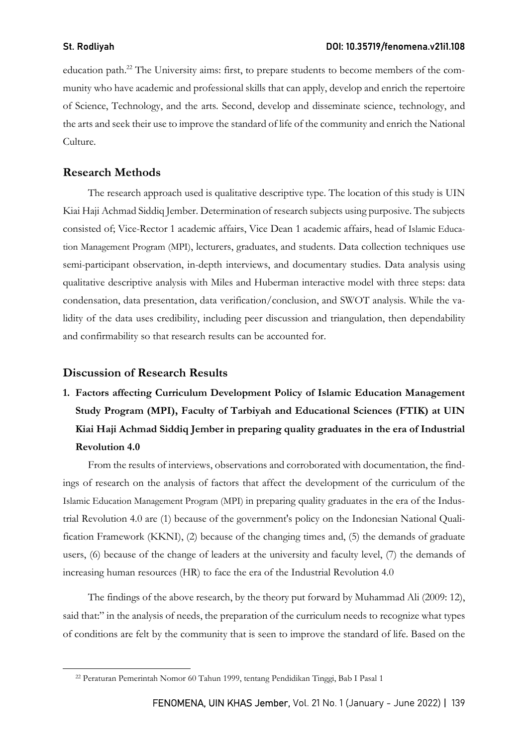education path.[22] The University aims: first, to prepare students to become members of the community who have academic and professional skills that can apply, develop and enrich the repertoire of Science, Technology, and the arts. Second, develop and disseminate science, technology, and the arts and seek their use to improve the standard of life of the community and enrich the National Culture.

## Research Methods

The research approach used is qualitative descriptive type. The location of this study is UIN Kiai Haji Achmad Siddiq Jember. Determination of research subjects using purposive. The subjects consisted of; Vice-Rector 1 academic affairs, Vice Dean 1 academic affairs, head of Islamic Education Management Program (MPI), lecturers, graduates, and students. Data collection techniques use semi-participant observation, in-depth interviews, and documentary studies. Data analysis using qualitative descriptive analysis with Miles and Huberman interactive model with three steps: data condensation, data presentation, data verification/conclusion, and SWOT analysis. While the validity of the data uses credibility, including peer discussion and triangulation, then dependability and confirmability so that research results can be accounted for.

## Discussion of Research Results

### 1. Factors affecting Curriculum Development Policy of Islamic Education Management Study Program (MPI), Faculty of Tarbiyah and Educational Sciences (FTIK) at UIN Kiai Haji Achmad Siddiq Jember in preparing quality graduates in the era of Industrial Revolution 4.0

From the results of interviews, observations and corroborated with documentation, the findings of research on the analysis of factors that affect the development of the curriculum of the Islamic Education Management Program (MPI) in preparing quality graduates in the era of the Industrial Revolution 4.0 are (1) because of the government's policy on the Indonesian National Qualification Framework (KKNI), (2) because of the changing times and, (5) the demands of graduate users, (6) because of the change of leaders at the university and faculty level, (7) the demands of increasing human resources (HR) to face the era of the Industrial Revolution 4.0

The findings of the above research, by the theory put forward by Muhammad Ali (2009: 12), said that:" in the analysis of needs, the preparation of the curriculum needs to recognize what types of conditions are felt by the community that is seen to improve the standard of life. Based on the

---

[22] Peraturan Pemerintah Nomor 60 Tahun 1999, tentang Pendidikan Tinggi, Bab I Pasal 1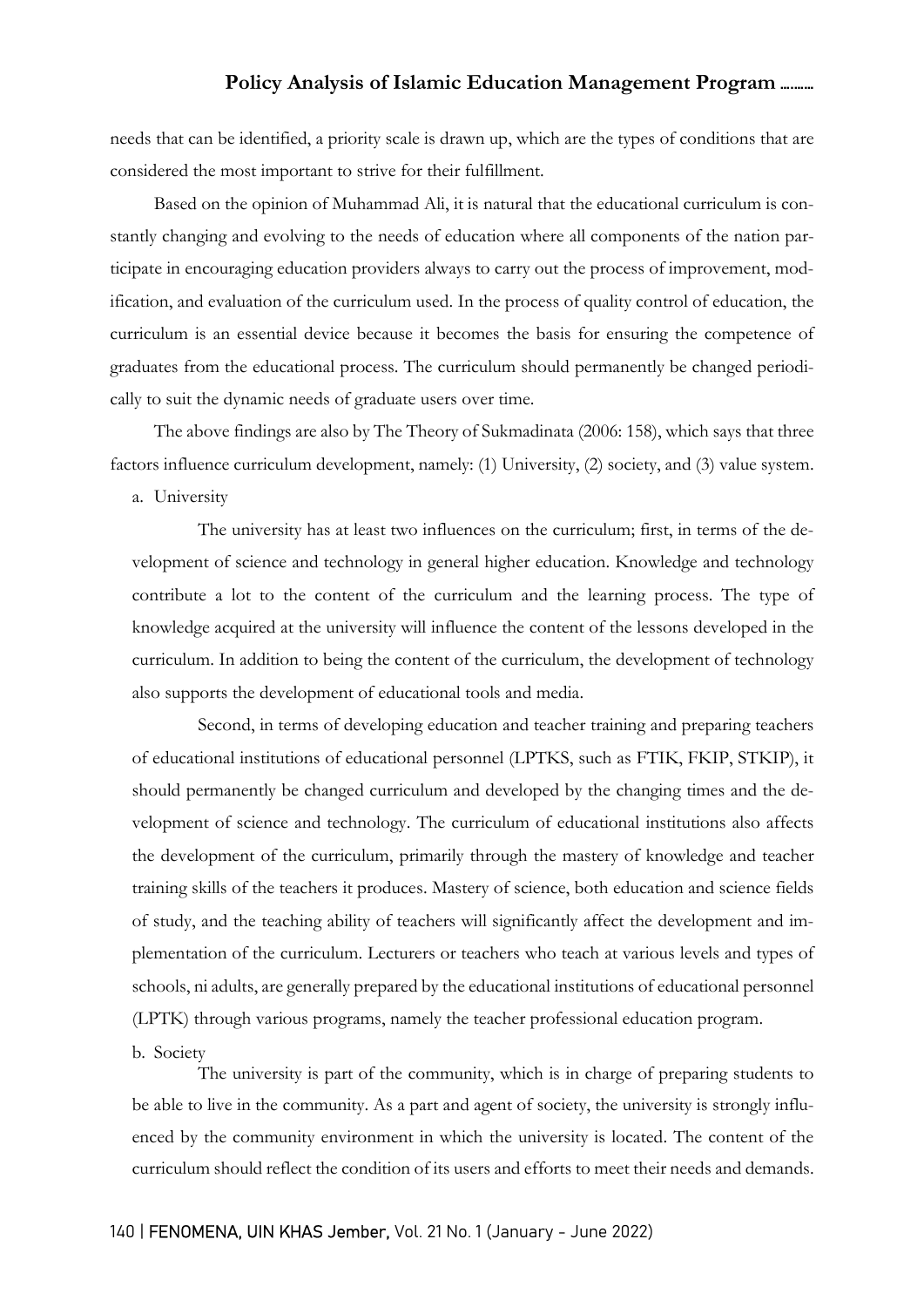needs that can be identified, a priority scale is drawn up, which are the types of conditions that are considered the most important to strive for their fulfillment.

Based on the opinion of Muhammad Ali, it is natural that the educational curriculum is constantly changing and evolving to the needs of education where all components of the nation participate in encouraging education providers always to carry out the process of improvement, modification, and evaluation of the curriculum used. In the process of quality control of education, the curriculum is an essential device because it becomes the basis for ensuring the competence of graduates from the educational process. The curriculum should permanently be changed periodically to suit the dynamic needs of graduate users over time.

The above findings are also by The Theory of Sukmadinata (2006: 158), which says that three factors influence curriculum development, namely: (1) University, (2) society, and (3) value system.

a. University

The university has at least two influences on the curriculum; first, in terms of the development of science and technology in general higher education. Knowledge and technology contribute a lot to the content of the curriculum and the learning process. The type of knowledge acquired at the university will influence the content of the lessons developed in the curriculum. In addition to being the content of the curriculum, the development of technology also supports the development of educational tools and media.

Second, in terms of developing education and teacher training and preparing teachers of educational institutions of educational personnel (LPTKS, such as FTIK, FKIP, STKIP), it should permanently be changed curriculum and developed by the changing times and the development of science and technology. The curriculum of educational institutions also affects the development of the curriculum, primarily through the mastery of knowledge and teacher training skills of the teachers it produces. Mastery of science, both education and science fields of study, and the teaching ability of teachers will significantly affect the development and implementation of the curriculum. Lecturers or teachers who teach at various levels and types of schools, ni adults, are generally prepared by the educational institutions of educational personnel (LPTK) through various programs, namely the teacher professional education program.

b. Society

The university is part of the community, which is in charge of preparing students to be able to live in the community. As a part and agent of society, the university is strongly influenced by the community environment in which the university is located. The content of the curriculum should reflect the condition of its users and efforts to meet their needs and demands.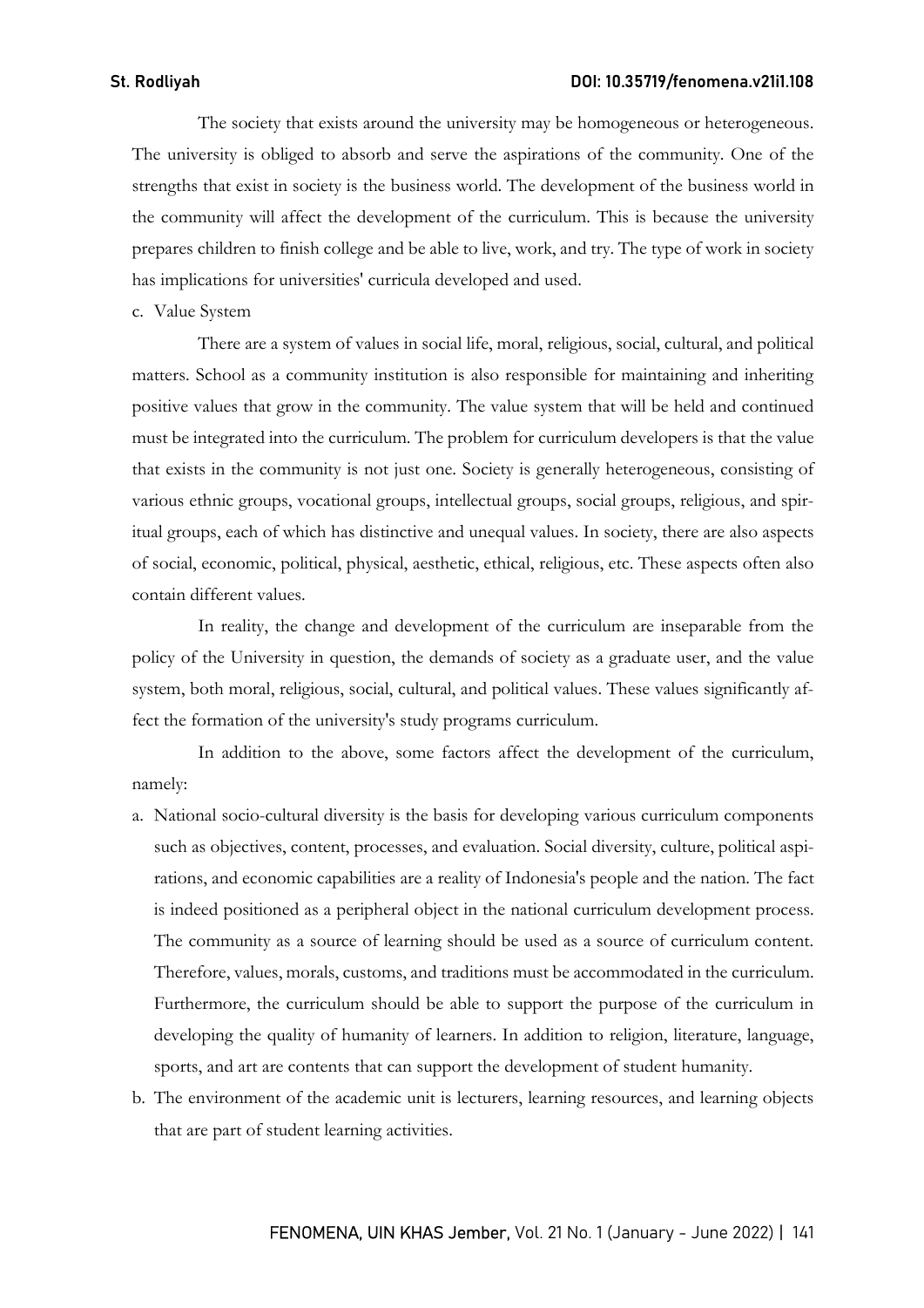The society that exists around the university may be homogeneous or heterogeneous. The university is obliged to absorb and serve the aspirations of the community. One of the strengths that exist in society is the business world. The development of the business world in the community will affect the development of the curriculum. This is because the university prepares children to finish college and be able to live, work, and try. The type of work in society has implications for universities' curricula developed and used.

c. Value System

There are a system of values in social life, moral, religious, social, cultural, and political matters. School as a community institution is also responsible for maintaining and inheriting positive values that grow in the community. The value system that will be held and continued must be integrated into the curriculum. The problem for curriculum developers is that the value that exists in the community is not just one. Society is generally heterogeneous, consisting of various ethnic groups, vocational groups, intellectual groups, social groups, religious, and spiritual groups, each of which has distinctive and unequal values. In society, there are also aspects of social, economic, political, physical, aesthetic, ethical, religious, etc. These aspects often also contain different values.

In reality, the change and development of the curriculum are inseparable from the policy of the University in question, the demands of society as a graduate user, and the value system, both moral, religious, social, cultural, and political values. These values significantly affect the formation of the university's study programs curriculum.

In addition to the above, some factors affect the development of the curriculum, namely:

a. National socio-cultural diversity is the basis for developing various curriculum components such as objectives, content, processes, and evaluation. Social diversity, culture, political aspirations, and economic capabilities are a reality of Indonesia's people and the nation. The fact is indeed positioned as a peripheral object in the national curriculum development process. The community as a source of learning should be used as a source of curriculum content. Therefore, values, morals, customs, and traditions must be accommodated in the curriculum. Furthermore, the curriculum should be able to support the purpose of the curriculum in developing the quality of humanity of learners. In addition to religion, literature, language, sports, and art are contents that can support the development of student humanity.
b. The environment of the academic unit is lecturers, learning resources, and learning objects that are part of student learning activities.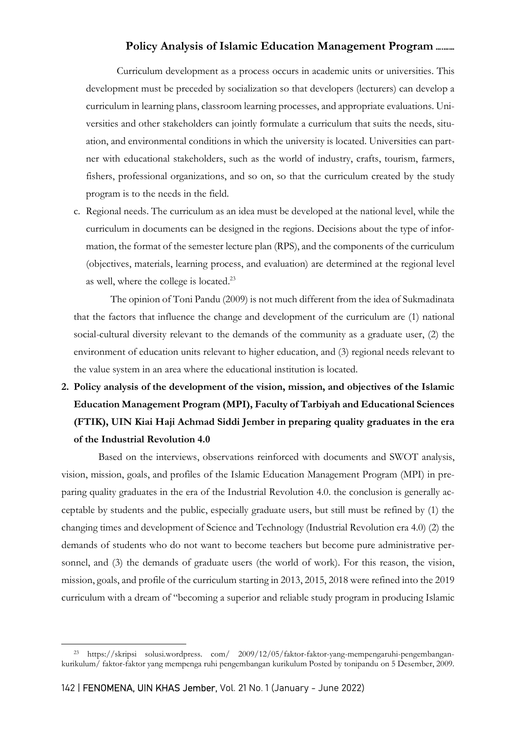Curriculum development as a process occurs in academic units or universities. This development must be preceded by socialization so that developers (lecturers) can develop a curriculum in learning plans, classroom learning processes, and appropriate evaluations. Universities and other stakeholders can jointly formulate a curriculum that suits the needs, situation, and environmental conditions in which the university is located. Universities can partner with educational stakeholders, such as the world of industry, crafts, tourism, farmers, fishers, professional organizations, and so on, so that the curriculum created by the study program is to the needs in the field.

c. Regional needs. The curriculum as an idea must be developed at the national level, while the curriculum in documents can be designed in the regions. Decisions about the type of information, the format of the semester lecture plan (RPS), and the components of the curriculum (objectives, materials, learning process, and evaluation) are determined at the regional level as well, where the college is located.[23]

The opinion of Toni Pandu (2009) is not much different from the idea of Sukmadinata that the factors that influence the change and development of the curriculum are (1) national social-cultural diversity relevant to the demands of the community as a graduate user, (2) the environment of education units relevant to higher education, and (3) regional needs relevant to the value system in an area where the educational institution is located.

**2. Policy analysis of the development of the vision, mission, and objectives of the Islamic Education Management Program (MPI), Faculty of Tarbiyah and Educational Sciences (FTIK), UIN Kiai Haji Achmad Siddi Jember in preparing quality graduates in the era of the Industrial Revolution 4.0**

Based on the interviews, observations reinforced with documents and SWOT analysis, vision, mission, goals, and profiles of the Islamic Education Management Program (MPI) in preparing quality graduates in the era of the Industrial Revolution 4.0. the conclusion is generally acceptable by students and the public, especially graduate users, but still must be refined by (1) the changing times and development of Science and Technology (Industrial Revolution era 4.0) (2) the demands of students who do not want to become teachers but become pure administrative personnel, and (3) the demands of graduate users (the world of work). For this reason, the vision, mission, goals, and profile of the curriculum starting in 2013, 2015, 2018 were refined into the 2019 curriculum with a dream of "becoming a superior and reliable study program in producing Islamic

[23] https://skripsi solusi.wordpress. com/ 2009/12/05/faktor-faktor-yang-mempengaruhi-pengembangan-kurikulum/ faktor-faktor yang mempenga ruhi pengembangan kurikulum Posted by tonipandu on 5 Desember, 2009.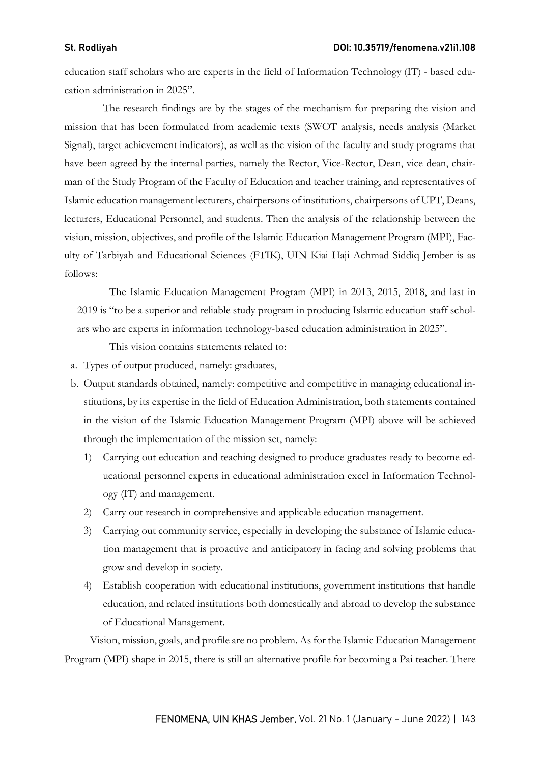education staff scholars who are experts in the field of Information Technology (IT) - based education administration in 2025".

The research findings are by the stages of the mechanism for preparing the vision and mission that has been formulated from academic texts (SWOT analysis, needs analysis (Market Signal), target achievement indicators), as well as the vision of the faculty and study programs that have been agreed by the internal parties, namely the Rector, Vice-Rector, Dean, vice dean, chairman of the Study Program of the Faculty of Education and teacher training, and representatives of Islamic education management lecturers, chairpersons of institutions, chairpersons of UPT, Deans, lecturers, Educational Personnel, and students. Then the analysis of the relationship between the vision, mission, objectives, and profile of the Islamic Education Management Program (MPI), Faculty of Tarbiyah and Educational Sciences (FTIK), UIN Kiai Haji Achmad Siddiq Jember is as follows:

The Islamic Education Management Program (MPI) in 2013, 2015, 2018, and last in 2019 is "to be a superior and reliable study program in producing Islamic education staff scholars who are experts in information technology-based education administration in 2025".

This vision contains statements related to:

a. Types of output produced, namely: graduates,
b. Output standards obtained, namely: competitive and competitive in managing educational institutions, by its expertise in the field of Education Administration, both statements contained in the vision of the Islamic Education Management Program (MPI) above will be achieved through the implementation of the mission set, namely:
   1) Carrying out education and teaching designed to produce graduates ready to become educational personnel experts in educational administration excel in Information Technology (IT) and management.
   2) Carry out research in comprehensive and applicable education management.
   3) Carrying out community service, especially in developing the substance of Islamic education management that is proactive and anticipatory in facing and solving problems that grow and develop in society.
   4) Establish cooperation with educational institutions, government institutions that handle education, and related institutions both domestically and abroad to develop the substance of Educational Management.

Vision, mission, goals, and profile are no problem. As for the Islamic Education Management Program (MPI) shape in 2015, there is still an alternative profile for becoming a Pai teacher. There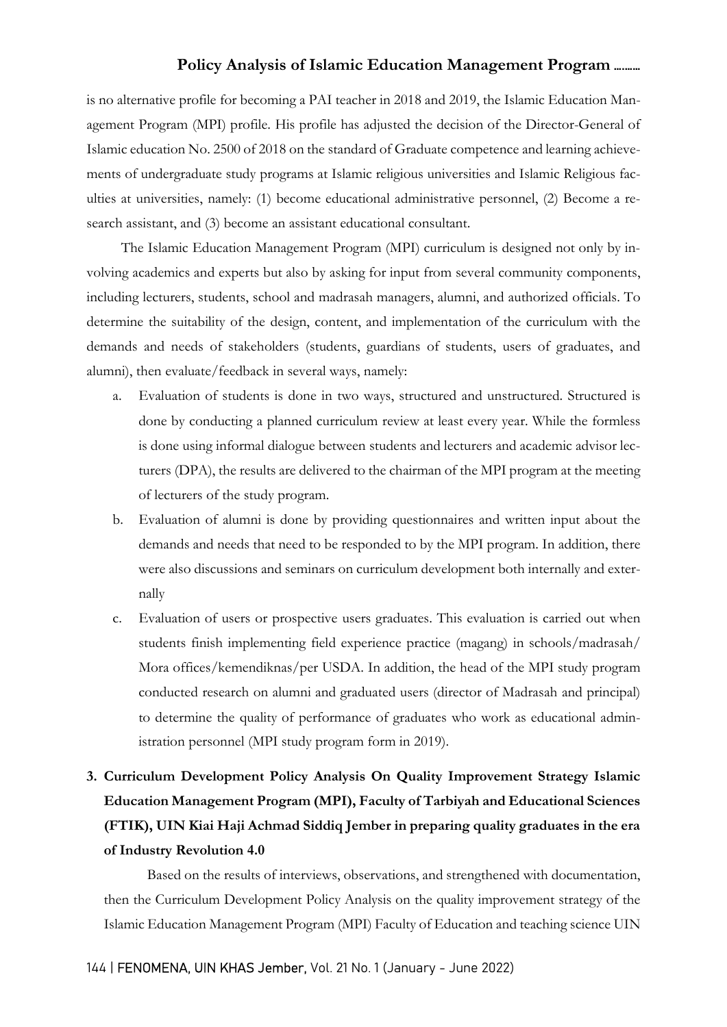is no alternative profile for becoming a PAI teacher in 2018 and 2019, the Islamic Education Management Program (MPI) profile. His profile has adjusted the decision of the Director-General of Islamic education No. 2500 of 2018 on the standard of Graduate competence and learning achievements of undergraduate study programs at Islamic religious universities and Islamic Religious faculties at universities, namely: (1) become educational administrative personnel, (2) Become a research assistant, and (3) become an assistant educational consultant.

The Islamic Education Management Program (MPI) curriculum is designed not only by involving academics and experts but also by asking for input from several community components, including lecturers, students, school and madrasah managers, alumni, and authorized officials. To determine the suitability of the design, content, and implementation of the curriculum with the demands and needs of stakeholders (students, guardians of students, users of graduates, and alumni), then evaluate/feedback in several ways, namely:

a. Evaluation of students is done in two ways, structured and unstructured. Structured is done by conducting a planned curriculum review at least every year. While the formless is done using informal dialogue between students and lecturers and academic advisor lecturers (DPA), the results are delivered to the chairman of the MPI program at the meeting of lecturers of the study program.
b. Evaluation of alumni is done by providing questionnaires and written input about the demands and needs that need to be responded to by the MPI program. In addition, there were also discussions and seminars on curriculum development both internally and externally
c. Evaluation of users or prospective users graduates. This evaluation is carried out when students finish implementing field experience practice (magang) in schools/madrasah/ Mora offices/kemendiknas/per USDA. In addition, the head of the MPI study program conducted research on alumni and graduated users (director of Madrasah and principal) to determine the quality of performance of graduates who work as educational administration personnel (MPI study program form in 2019).

### 3. Curriculum Development Policy Analysis On Quality Improvement Strategy Islamic Education Management Program (MPI), Faculty of Tarbiyah and Educational Sciences (FTIK), UIN Kiai Haji Achmad Siddiq Jember in preparing quality graduates in the era of Industry Revolution 4.0

Based on the results of interviews, observations, and strengthened with documentation, then the Curriculum Development Policy Analysis on the quality improvement strategy of the Islamic Education Management Program (MPI) Faculty of Education and teaching science UIN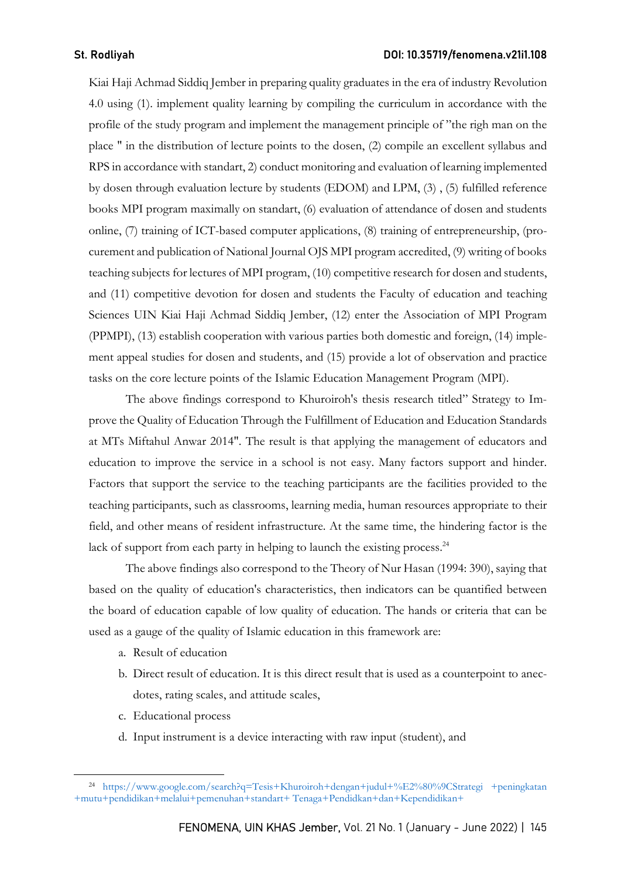Kiai Haji Achmad Siddiq Jember in preparing quality graduates in the era of industry Revolution 4.0 using (1). implement quality learning by compiling the curriculum in accordance with the profile of the study program and implement the management principle of "the righ man on the place " in the distribution of lecture points to the dosen, (2) compile an excellent syllabus and RPS in accordance with standart, 2) conduct monitoring and evaluation of learning implemented by dosen through evaluation lecture by students (EDOM) and LPM, (3) , (5) fulfilled reference books MPI program maximally on standart, (6) evaluation of attendance of dosen and students online, (7) training of ICT-based computer applications, (8) training of entrepreneurship, (procurement and publication of National Journal OJS MPI program accredited, (9) writing of books teaching subjects for lectures of MPI program, (10) competitive research for dosen and students, and (11) competitive devotion for dosen and students the Faculty of education and teaching Sciences UIN Kiai Haji Achmad Siddiq Jember, (12) enter the Association of MPI Program (PPMPI), (13) establish cooperation with various parties both domestic and foreign, (14) implement appeal studies for dosen and students, and (15) provide a lot of observation and practice tasks on the core lecture points of the Islamic Education Management Program (MPI).

The above findings correspond to Khuroiroh's thesis research titled" Strategy to Improve the Quality of Education Through the Fulfillment of Education and Education Standards at MTs Miftahul Anwar 2014". The result is that applying the management of educators and education to improve the service in a school is not easy. Many factors support and hinder. Factors that support the service to the teaching participants are the facilities provided to the teaching participants, such as classrooms, learning media, human resources appropriate to their field, and other means of resident infrastructure. At the same time, the hindering factor is the lack of support from each party in helping to launch the existing process.[24]

The above findings also correspond to the Theory of Nur Hasan (1994: 390), saying that based on the quality of education's characteristics, then indicators can be quantified between the board of education capable of low quality of education. The hands or criteria that can be used as a gauge of the quality of Islamic education in this framework are:

a. Result of education
b. Direct result of education. It is this direct result that is used as a counterpoint to anecdotes, rating scales, and attitude scales,
c. Educational process
d. Input instrument is a device interacting with raw input (student), and

[24] https://www.google.com/search?q=Tesis+Khuroiroh+dengan+judul+%E2%80%9CStrategi +peningkatan+mutu+pendidikan+melalui+pemenuhan+standart+ Tenaga+Pendidikan+dan+Kependidikan+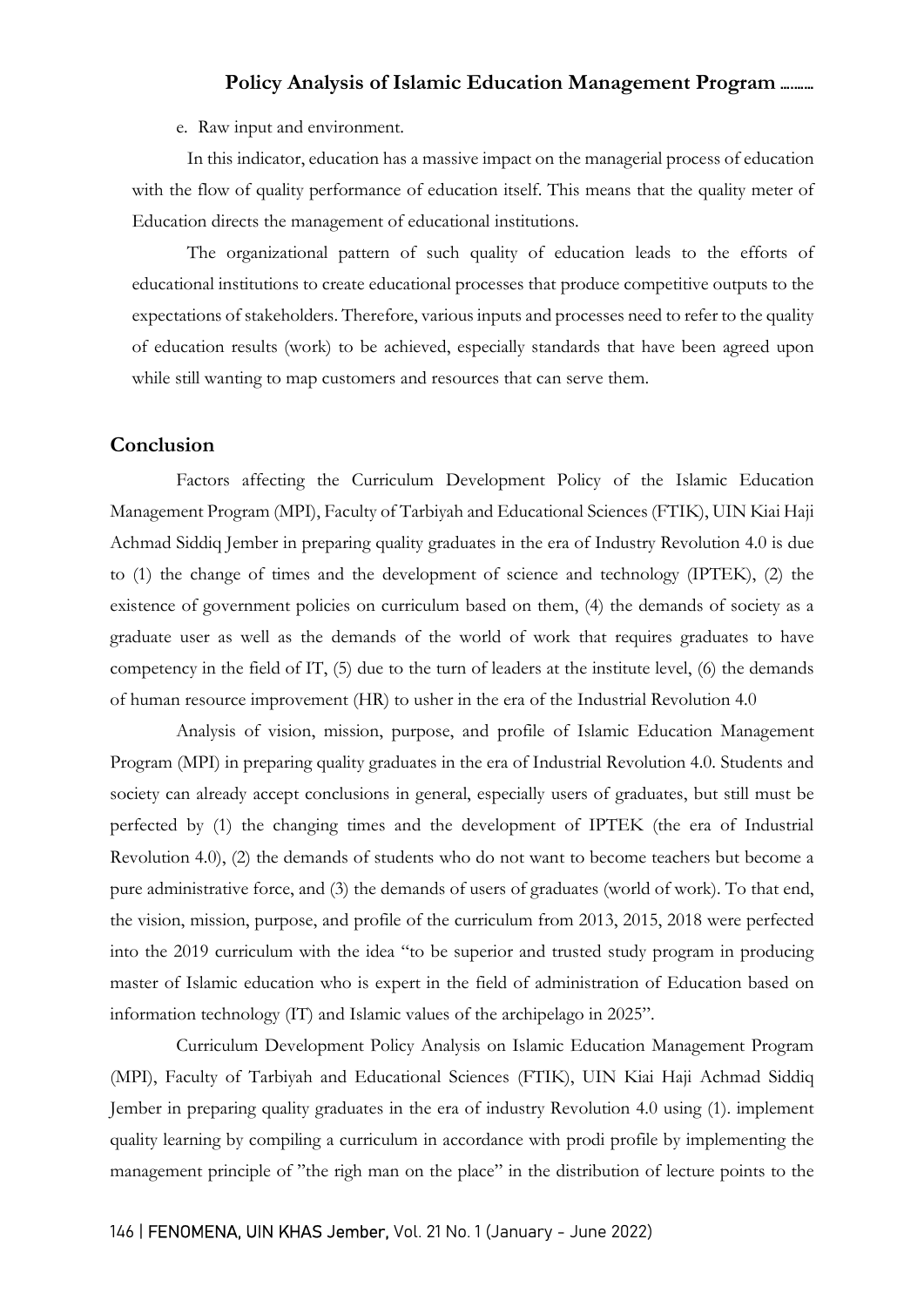e. Raw input and environment.

In this indicator, education has a massive impact on the managerial process of education with the flow of quality performance of education itself. This means that the quality meter of Education directs the management of educational institutions.

The organizational pattern of such quality of education leads to the efforts of educational institutions to create educational processes that produce competitive outputs to the expectations of stakeholders. Therefore, various inputs and processes need to refer to the quality of education results (work) to be achieved, especially standards that have been agreed upon while still wanting to map customers and resources that can serve them.

## Conclusion

Factors affecting the Curriculum Development Policy of the Islamic Education Management Program (MPI), Faculty of Tarbiyah and Educational Sciences (FTIK), UIN Kiai Haji Achmad Siddiq Jember in preparing quality graduates in the era of Industry Revolution 4.0 is due to (1) the change of times and the development of science and technology (IPTEK), (2) the existence of government policies on curriculum based on them, (4) the demands of society as a graduate user as well as the demands of the world of work that requires graduates to have competency in the field of IT, (5) due to the turn of leaders at the institute level, (6) the demands of human resource improvement (HR) to usher in the era of the Industrial Revolution 4.0

Analysis of vision, mission, purpose, and profile of Islamic Education Management Program (MPI) in preparing quality graduates in the era of Industrial Revolution 4.0. Students and society can already accept conclusions in general, especially users of graduates, but still must be perfected by (1) the changing times and the development of IPTEK (the era of Industrial Revolution 4.0), (2) the demands of students who do not want to become teachers but become a pure administrative force, and (3) the demands of users of graduates (world of work). To that end, the vision, mission, purpose, and profile of the curriculum from 2013, 2015, 2018 were perfected into the 2019 curriculum with the idea "to be superior and trusted study program in producing master of Islamic education who is expert in the field of administration of Education based on information technology (IT) and Islamic values of the archipelago in 2025".

Curriculum Development Policy Analysis on Islamic Education Management Program (MPI), Faculty of Tarbiyah and Educational Sciences (FTIK), UIN Kiai Haji Achmad Siddiq Jember in preparing quality graduates in the era of industry Revolution 4.0 using (1). implement quality learning by compiling a curriculum in accordance with prodi profile by implementing the management principle of "the righ man on the place" in the distribution of lecture points to the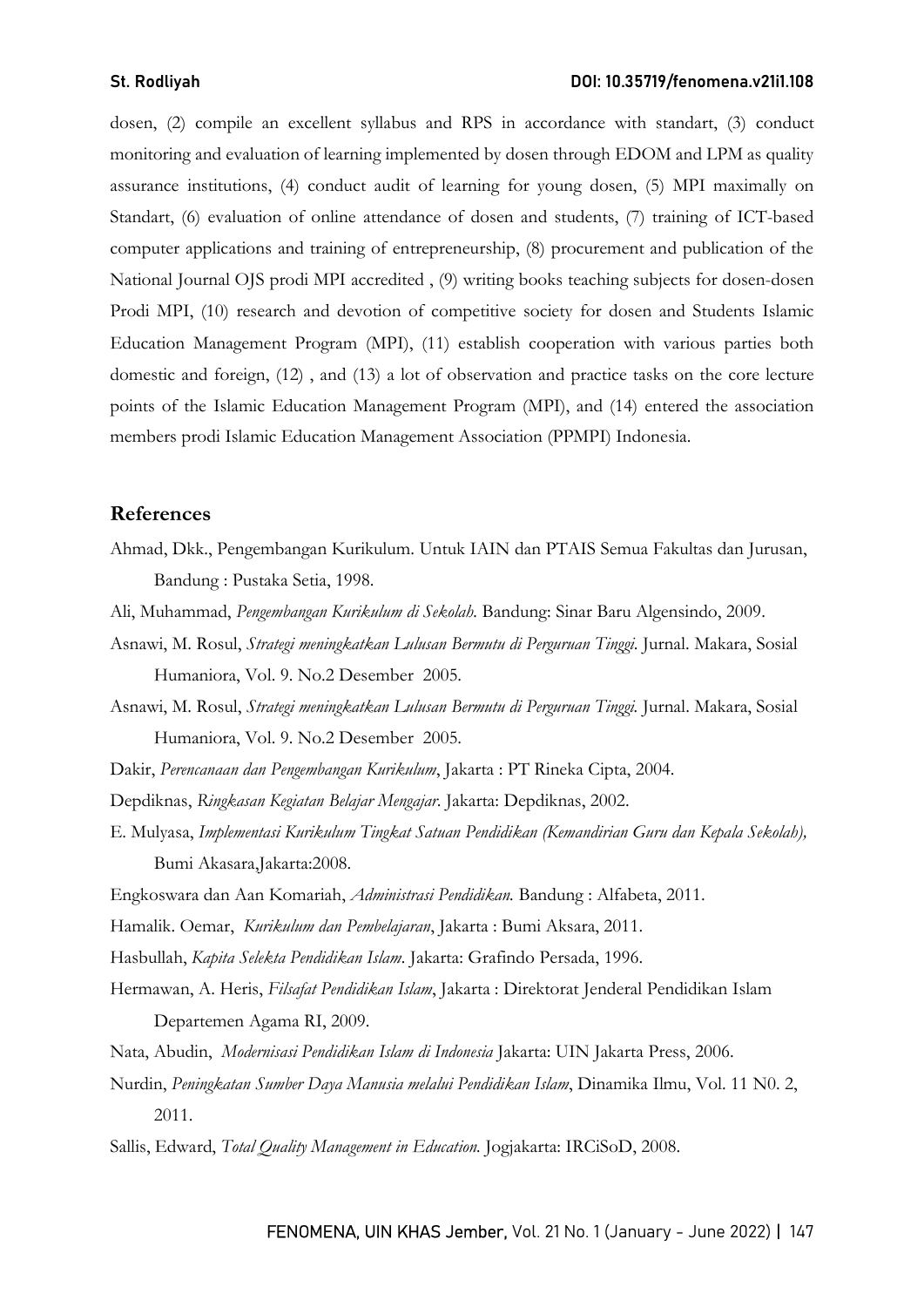dosen, (2) compile an excellent syllabus and RPS in accordance with standart, (3) conduct monitoring and evaluation of learning implemented by dosen through EDOM and LPM as quality assurance institutions, (4) conduct audit of learning for young dosen, (5) MPI maximally on Standart, (6) evaluation of online attendance of dosen and students, (7) training of ICT-based computer applications and training of entrepreneurship, (8) procurement and publication of the National Journal OJS prodi MPI accredited , (9) writing books teaching subjects for dosen-dosen Prodi MPI, (10) research and devotion of competitive society for dosen and Students Islamic Education Management Program (MPI), (11) establish cooperation with various parties both domestic and foreign, (12) , and (13) a lot of observation and practice tasks on the core lecture points of the Islamic Education Management Program (MPI), and (14) entered the association members prodi Islamic Education Management Association (PPMPI) Indonesia.

## References

Ahmad, Dkk., Pengembangan Kurikulum. Untuk IAIN dan PTAIS Semua Fakultas dan Jurusan, Bandung : Pustaka Setia, 1998.

Ali, Muhammad, *Pengembangan Kurikulum di Sekolah.* Bandung: Sinar Baru Algensindo, 2009.

Asnawi, M. Rosul, *Strategi meningkatkan Lulusan Bermutu di Perguruan Tinggi.* Jurnal. Makara, Sosial Humaniora, Vol. 9. No.2 Desember 2005.

Asnawi, M. Rosul, *Strategi meningkatkan Lulusan Bermutu di Perguruan Tinggi.* Jurnal. Makara, Sosial Humaniora, Vol. 9. No.2 Desember 2005.

Dakir, *Perencanaan dan Pengembangan Kurikulum*, Jakarta : PT Rineka Cipta, 2004.

Depdiknas, *Ringkasan Kegiatan Belajar Mengajar.* Jakarta: Depdiknas, 2002.

E. Mulyasa, *Implementasi Kurikulum Tingkat Satuan Pendidikan (Kemandirian Guru dan Kepala Sekolah),* Bumi Akasara,Jakarta:2008.

Engkoswara dan Aan Komariah, *Administrasi Pendidikan.* Bandung : Alfabeta, 2011.

Hamalik. Oemar, *Kurikulum dan Pembelajaran*, Jakarta : Bumi Aksara, 2011.

Hasbullah, *Kapita Selekta Pendidikan Islam*. Jakarta: Grafindo Persada, 1996.

Hermawan, A. Heris, *Filsafat Pendidikan Islam*, Jakarta : Direktorat Jenderal Pendidikan Islam Departemen Agama RI, 2009.

Nata, Abudin, *Modernisasi Pendidikan Islam di Indonesia* Jakarta: UIN Jakarta Press, 2006.

Nurdin, *Peningkatan Sumber Daya Manusia melalui Pendidikan Islam*, Dinamika Ilmu, Vol. 11 N0. 2, 2011.

Sallis, Edward, *Total Quality Management in Education.* Jogjakarta: IRCiSoD, 2008.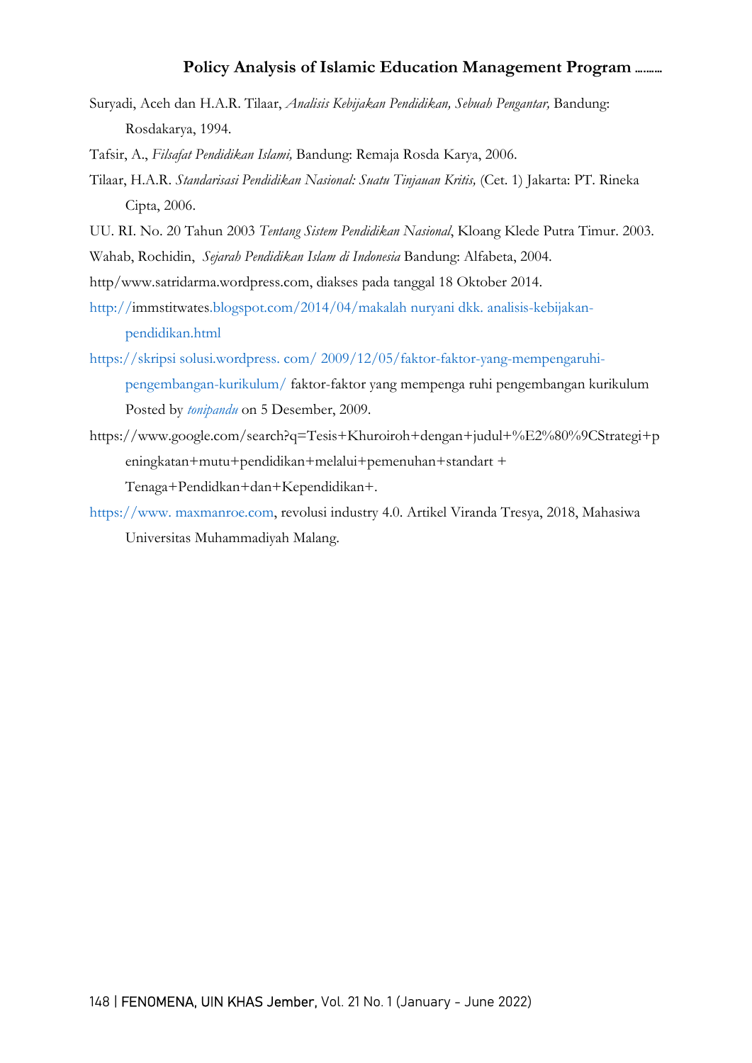Suryadi, Aceh dan H.A.R. Tilaar, *Analisis Kebijakan Pendidikan, Sebuah Pengantar,* Bandung: Rosdakarya, 1994.

Tafsir, A., *Filsafat Pendidikan Islami,* Bandung: Remaja Rosda Karya, 2006.

Tilaar, H.A.R. *Standarisasi Pendidikan Nasional: Suatu Tinjauan Kritis,* (Cet. 1) Jakarta: PT. Rineka Cipta, 2006.

UU. RI. No. 20 Tahun 2003 *Tentang Sistem Pendidikan Nasional*, Kloang Klede Putra Timur. 2003.

Wahab, Rochidin, *Sejarah Pendidikan Islam di Indonesia* Bandung: Alfabeta, 2004.

http/www.satridarma.wordpress.com, diakses pada tanggal 18 Oktober 2014.

http://immstitwates.blogspot.com/2014/04/makalah nuryani dkk. analisis-kebijakan-pendidikan.html

https://skripsi solusi.wordpress. com/ 2009/12/05/faktor-faktor-yang-mempengaruhi-pengembangan-kurikulum/ faktor-faktor yang mempenga ruhi pengembangan kurikulum Posted by *tonipandu* on 5 Desember, 2009.

https://www.google.com/search?q=Tesis+Khuroiroh+dengan+judul+%E2%80%9CStrategi+peningkatan+mutu+pendidikan+melalui+pemenuhan+standart + Tenaga+Pendidkan+dan+Kependidikan+.

https://www. maxmanroe.com, revolusi industry 4.0. Artikel Viranda Tresya, 2018, Mahasiwa Universitas Muhammadiyah Malang.